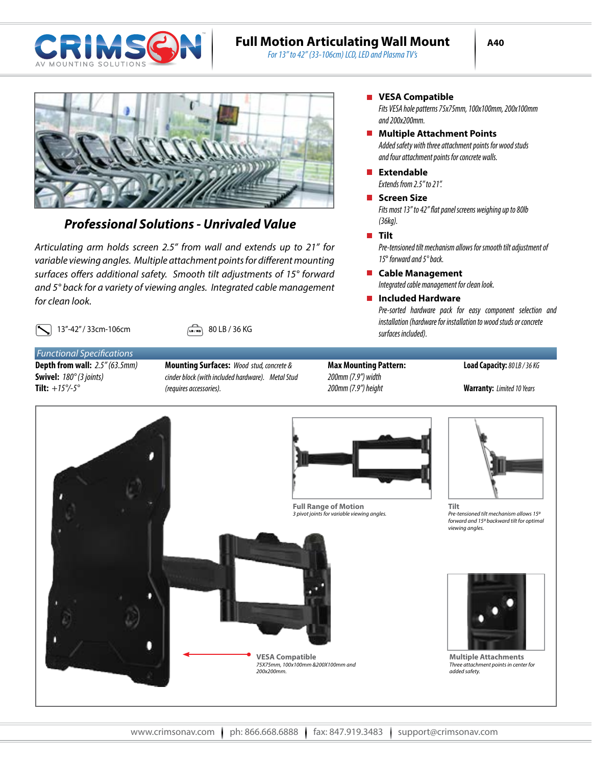CRIMSON
AV MOUNTING SOLUTIONS

# Full Motion Articulating Wall Mount

*For 13" to 42" (33-106cm) LCD, LED and Plasma TV's*

A40

## *Professional Solutions - Unrivaled Value*

*Articulating arm holds screen 2.5" from wall and extends up to 21" for variable viewing angles. Multiple attachment points for different mounting surfaces offers additional safety. Smooth tilt adjustments of 15° forward and 5° back for a variety of viewing angles. Integrated cable management for clean look.*

13"-42" / 33cm-106cm    80 LB / 36 KG

- **VESA Compatible**
  *Fits VESA hole patterns 75x75mm, 100x100mm, 200x100mm and 200x200mm.*
- **Multiple Attachment Points**
  *Added safety with three attachment points for wood studs and four attachment points for concrete walls.*
- **Extendable**
  *Extends from 2.5" to 21".*
- **Screen Size**
  *Fits most 13" to 42" flat panel screens weighing up to 80lb (36kg).*
- **Tilt**
  *Pre-tensioned tilt mechanism allows for smooth tilt adjustment of 15° forward and 5° back.*
- **Cable Management**
  *Integrated cable management for clean look.*
- **Included Hardware**
  *Pre-sorted hardware pack for easy component selection and installation (hardware for installation to wood studs or concrete surfaces included).*

### *Functional Specifications*

**Depth from wall:** *2.5" (63.5mm)*
**Swivel:** *180° (3 joints)*
**Tilt:** *+15°/-5°*

**Mounting Surfaces:** *Wood stud, concrete & cinder block (with included hardware). Metal Stud (requires accessories).*

**Max Mounting Pattern:** *200mm (7.9") width 200mm (7.9") height*

**Load Capacity:** *80 LB / 36 KG*

**Warranty:** *Limited 10 Years*

**Full Range of Motion**
*3 pivot joints for variable viewing angles.*

**Tilt**
*Pre-tensioned tilt mechanism allows 15° forward and 15° backward tilt for optimal viewing angles.*

**VESA Compatible**
*75X75mm, 100x100mm &200X100mm and 200x200mm.*

**Multiple Attachments**
*Three attachment points in center for added safety.*

www.crimsonav.com | ph: 866.668.6888 | fax: 847.919.3483 | support@crimsonav.com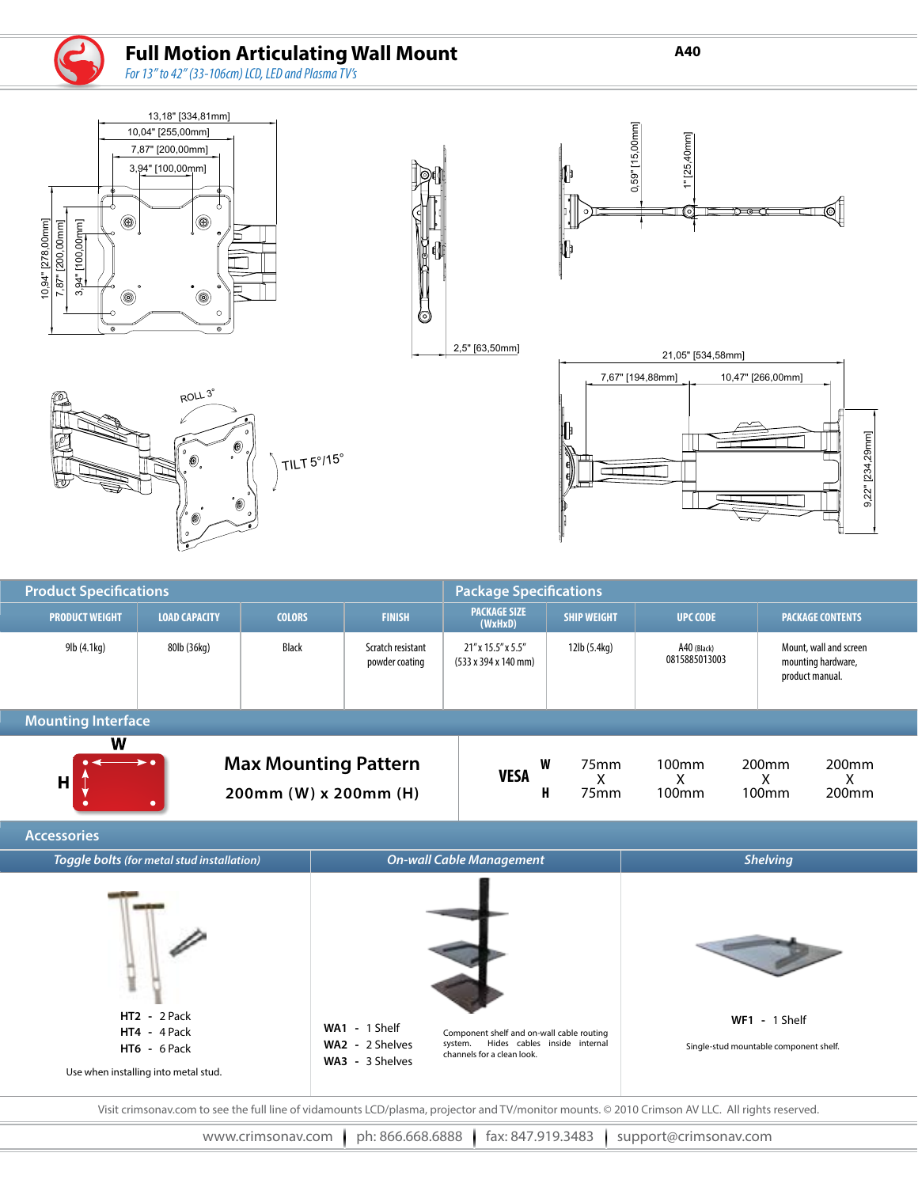# Full Motion Articulating Wall Mount

*For 13" to 42" (33-106cm) LCD, LED and Plasma TV's*

**A40**

13,18" [334,81mm]
10,04" [255,00mm]
7,87" [200,00mm]
3,94" [100,00mm]
10,94" [278,00mm]
7,87" [200,00mm]
3,94" [100,00mm]
2,5" [63,50mm]
0,59" [15,00mm]
1" [25,40mm]
21,05" [534,58mm]
7,67" [194,88mm]
10,47" [266,00mm]
9,22" [234,29mm]
ROLL 3°
TILT 5°/15°

## Product Specifications / Package Specifications

| PRODUCT WEIGHT | LOAD CAPACITY | COLORS | FINISH | PACKAGE SIZE (WxHxD) | SHIP WEIGHT | UPC CODE | PACKAGE CONTENTS |
|---|---|---|---|---|---|---|---|
| 9lb (4.1kg) | 80lb (36kg) | Black | Scratch resistant powder coating | 21" x 15.5" x 5.5" (533 x 394 x 140 mm) | 12lb (5.4kg) | A40 (Black) 0815885013003 | Mount, wall and screen mounting hardware, product manual. |

## Mounting Interface

W
H

**Max Mounting Pattern**

200mm (W) x 200mm (H)

| VESA | | | | | |
|---|---|---|---|---|---|
| W | 75mm | 100mm | 200mm | 200mm |
| | X | X | X | X |
| H | 75mm | 100mm | 100mm | 200mm |

## Accessories

### *Toggle bolts (for metal stud installation)*

**HT2** - 2 Pack
**HT4** - 4 Pack
**HT6** - 6 Pack

Use when installing into metal stud.

### *On-wall Cable Management*

**WA1** - 1 Shelf
**WA2** - 2 Shelves
**WA3** - 3 Shelves

Component shelf and on-wall cable routing system. Hides cables inside internal channels for a clean look.

### *Shelving*

**WF1** - 1 Shelf

Single-stud mountable component shelf.

Visit crimsonav.com to see the full line of vidamounts LCD/plasma, projector and TV/monitor mounts. © 2010 Crimson AV LLC. All rights reserved.

www.crimsonav.com | ph: 866.668.6888 | fax: 847.919.3483 | support@crimsonav.com